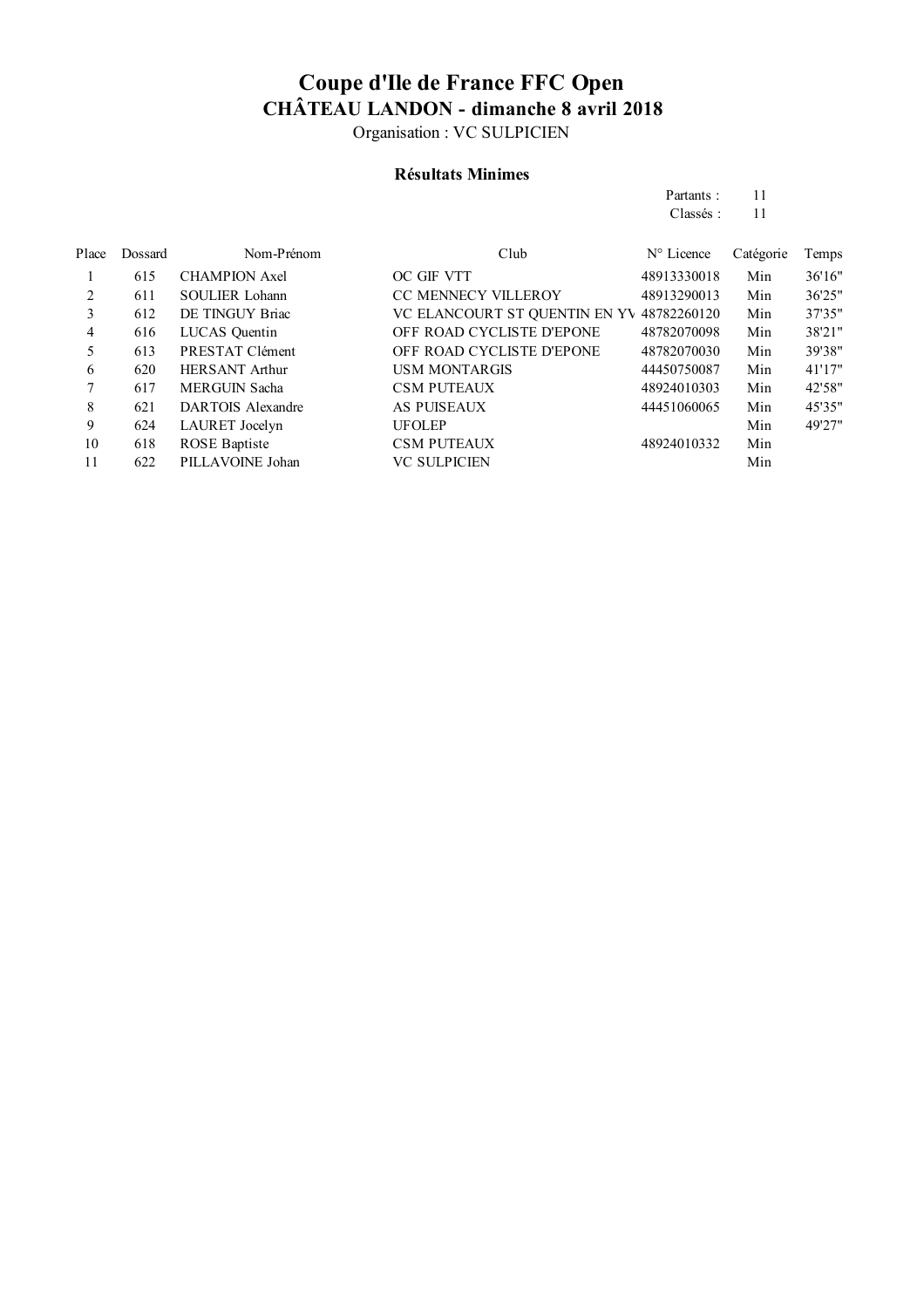# Coupe d'Ile de France FFC Open

## CHÂTEAU LANDON - dimanche 8 avril 2018

Organisation : VC SULPICIEN

### Résultats Minimes

Partants : 11
Classés : 11

| Place | Dossard | Nom-Prénom | Club | N° Licence | Catégorie | Temps |
|---|---|---|---|---|---|---|
| 1 | 615 | CHAMPION Axel | OC GIF VTT | 48913330018 | Min | 36'16" |
| 2 | 611 | SOULIER Lohann | CC MENNECY VILLEROY | 48913290013 | Min | 36'25" |
| 3 | 612 | DE TINGUY Briac | VC ELANCOURT ST QUENTIN EN YV | 48782260120 | Min | 37'35" |
| 4 | 616 | LUCAS Quentin | OFF ROAD CYCLISTE D'EPONE | 48782070098 | Min | 38'21" |
| 5 | 613 | PRESTAT Clément | OFF ROAD CYCLISTE D'EPONE | 48782070030 | Min | 39'38" |
| 6 | 620 | HERSANT Arthur | USM MONTARGIS | 44450750087 | Min | 41'17" |
| 7 | 617 | MERGUIN Sacha | CSM PUTEAUX | 48924010303 | Min | 42'58" |
| 8 | 621 | DARTOIS Alexandre | AS PUISEAUX | 44451060065 | Min | 45'35" |
| 9 | 624 | LAURET Jocelyn | UFOLEP | | Min | 49'27" |
| 10 | 618 | ROSE Baptiste | CSM PUTEAUX | 48924010332 | Min | |
| 11 | 622 | PILLAVOINE Johan | VC SULPICIEN | | Min | |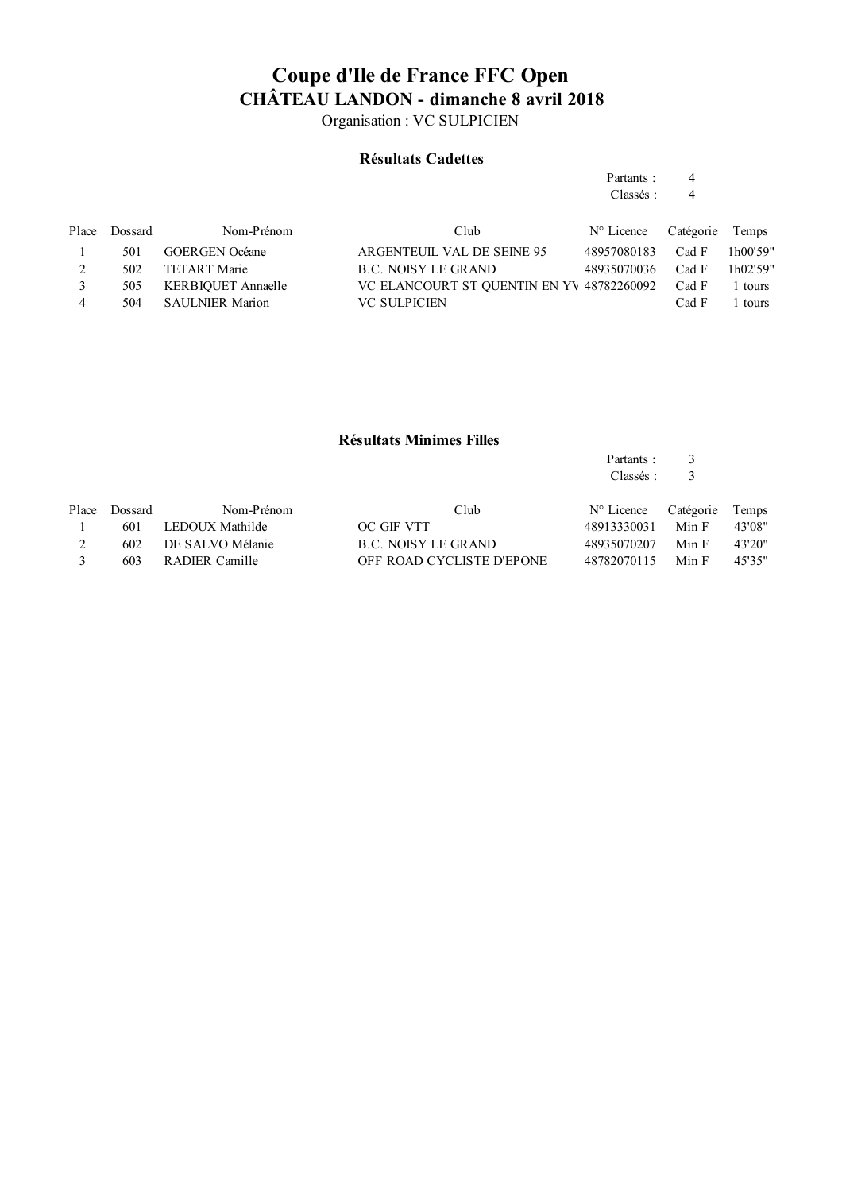# Coupe d'Ile de France FFC Open

## CHÂTEAU LANDON - dimanche 8 avril 2018

Organisation : VC SULPICIEN

### Résultats Cadettes

Partants : 4
Classés : 4

| Place | Dossard | Nom-Prénom | Club | N° Licence | Catégorie | Temps |
|---|---|---|---|---|---|---|
| 1 | 501 | GOERGEN Océane | ARGENTEUIL VAL DE SEINE 95 | 48957080183 | Cad F | 1h00'59" |
| 2 | 502 | TETART Marie | B.C. NOISY LE GRAND | 48935070036 | Cad F | 1h02'59" |
| 3 | 505 | KERBIQUET Annaelle | VC ELANCOURT ST QUENTIN EN YV | 48782260092 | Cad F | 1 tours |
| 4 | 504 | SAULNIER Marion | VC SULPICIEN | | Cad F | 1 tours |

### Résultats Minimes Filles

Partants : 3
Classés : 3

| Place | Dossard | Nom-Prénom | Club | N° Licence | Catégorie | Temps |
|---|---|---|---|---|---|---|
| 1 | 601 | LEDOUX Mathilde | OC GIF VTT | 48913330031 | Min F | 43'08" |
| 2 | 602 | DE SALVO Mélanie | B.C. NOISY LE GRAND | 48935070207 | Min F | 43'20" |
| 3 | 603 | RADIER Camille | OFF ROAD CYCLISTE D'EPONE | 48782070115 | Min F | 45'35" |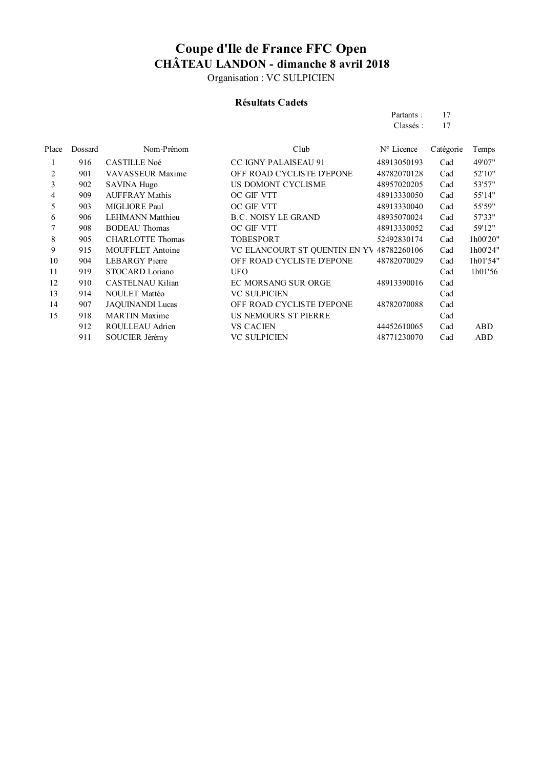# Coupe d'Ile de France FFC Open

## CHÂTEAU LANDON - dimanche 8 avril 2018

Organisation : VC SULPICIEN

### Résultats Cadets

Partants : 17
Classés : 17

| Place | Dossard | Nom-Prénom | Club | N° Licence | Catégorie | Temps |
|---|---|---|---|---|---|---|
| 1 | 916 | CASTILLE Noé | CC IGNY PALAISEAU 91 | 48913050193 | Cad | 49'07" |
| 2 | 901 | VAVASSEUR Maxime | OFF ROAD CYCLISTE D'EPONE | 48782070128 | Cad | 52'10" |
| 3 | 902 | SAVINA Hugo | US DOMONT CYCLISME | 48957020205 | Cad | 53'57" |
| 4 | 909 | AUFFRAY Mathis | OC GIF VTT | 48913330050 | Cad | 55'14" |
| 5 | 903 | MIGLIORE Paul | OC GIF VTT | 48913330040 | Cad | 55'59" |
| 6 | 906 | LEHMANN Matthieu | B.C. NOISY LE GRAND | 48935070024 | Cad | 57'33" |
| 7 | 908 | BODEAU Thomas | OC GIF VTT | 48913330052 | Cad | 59'12" |
| 8 | 905 | CHARLOTTE Thomas | TOBESPORT | 52492830174 | Cad | 1h00'20" |
| 9 | 915 | MOUFFLET Antoine | VC ELANCOURT ST QUENTIN EN YV | 48782260106 | Cad | 1h00'24" |
| 10 | 904 | LEBARGY Pierre | OFF ROAD CYCLISTE D'EPONE | 48782070029 | Cad | 1h01'54" |
| 11 | 919 | STOCARD Loriano | UFO | | Cad | 1h01'56 |
| 12 | 910 | CASTELNAU Kilian | EC MORSANG SUR ORGE | 48913390016 | Cad | |
| 13 | 914 | NOULET Mattéo | VC SULPICIEN | | Cad | |
| 14 | 907 | JAQUINANDI Lucas | OFF ROAD CYCLISTE D'EPONE | 48782070088 | Cad | |
| 15 | 918 | MARTIN Maxime | US NEMOURS ST PIERRE | | Cad | |
| | 912 | ROULLEAU Adrien | VS CACIEN | 44452610065 | Cad | ABD |
| | 911 | SOUCIER Jérémy | VC SULPICIEN | 48771230070 | Cad | ABD |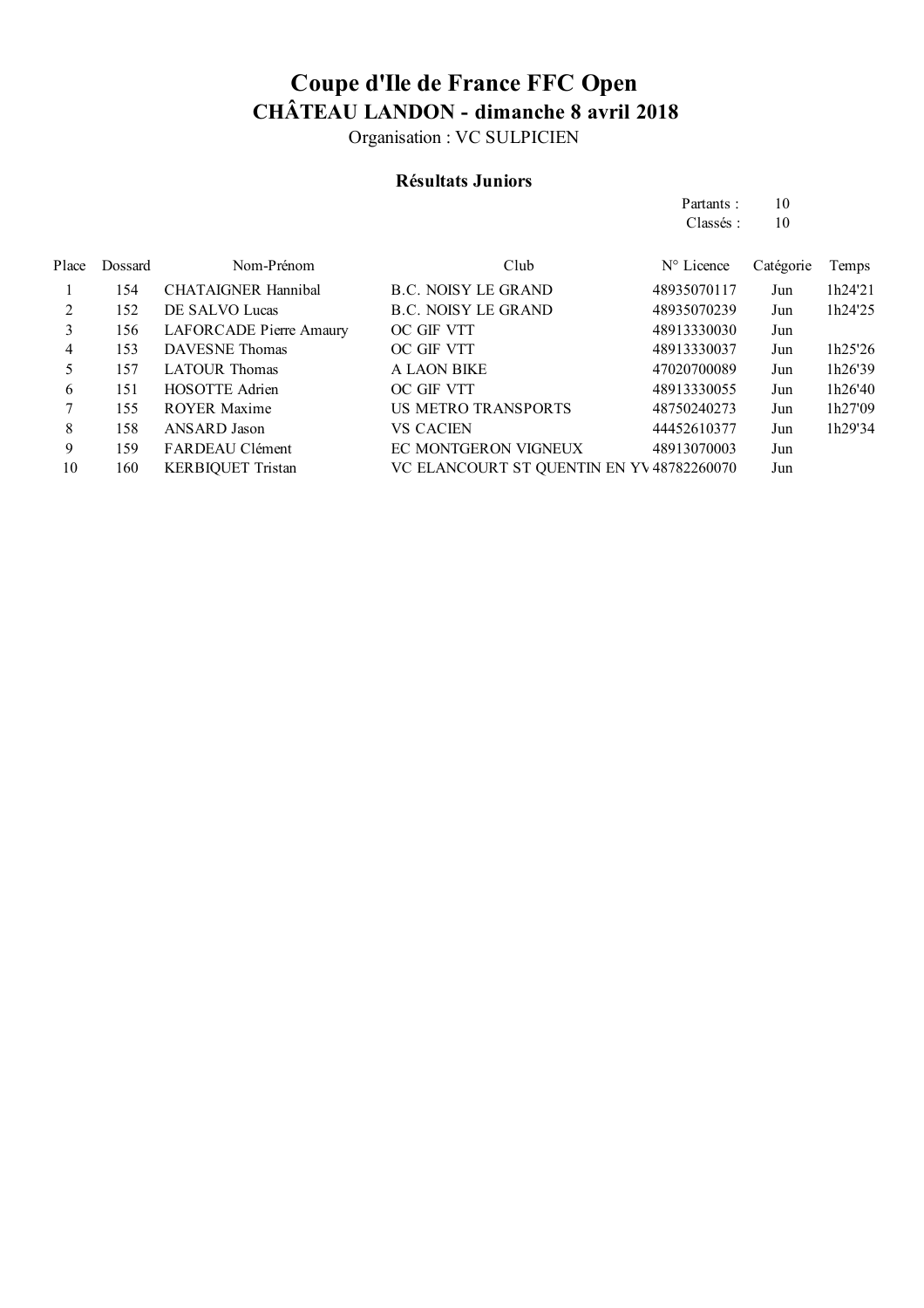# Coupe d'Ile de France FFC Open

## CHÂTEAU LANDON - dimanche 8 avril 2018

Organisation : VC SULPICIEN

### Résultats Juniors

Partants : 10
Classés : 10

| Place | Dossard | Nom-Prénom | Club | N° Licence | Catégorie | Temps |
|---|---|---|---|---|---|---|
| 1 | 154 | CHATAIGNER Hannibal | B.C. NOISY LE GRAND | 48935070117 | Jun | 1h24'21 |
| 2 | 152 | DE SALVO Lucas | B.C. NOISY LE GRAND | 48935070239 | Jun | 1h24'25 |
| 3 | 156 | LAFORCADE Pierre Amaury | OC GIF VTT | 48913330030 | Jun | |
| 4 | 153 | DAVESNE Thomas | OC GIF VTT | 48913330037 | Jun | 1h25'26 |
| 5 | 157 | LATOUR Thomas | A LAON BIKE | 47020700089 | Jun | 1h26'39 |
| 6 | 151 | HOSOTTE Adrien | OC GIF VTT | 48913330055 | Jun | 1h26'40 |
| 7 | 155 | ROYER Maxime | US METRO TRANSPORTS | 48750240273 | Jun | 1h27'09 |
| 8 | 158 | ANSARD Jason | VS CACIEN | 44452610377 | Jun | 1h29'34 |
| 9 | 159 | FARDEAU Clément | EC MONTGERON VIGNEUX | 48913070003 | Jun | |
| 10 | 160 | KERBIQUET Tristan | VC ELANCOURT ST QUENTIN EN YV | 48782260070 | Jun | |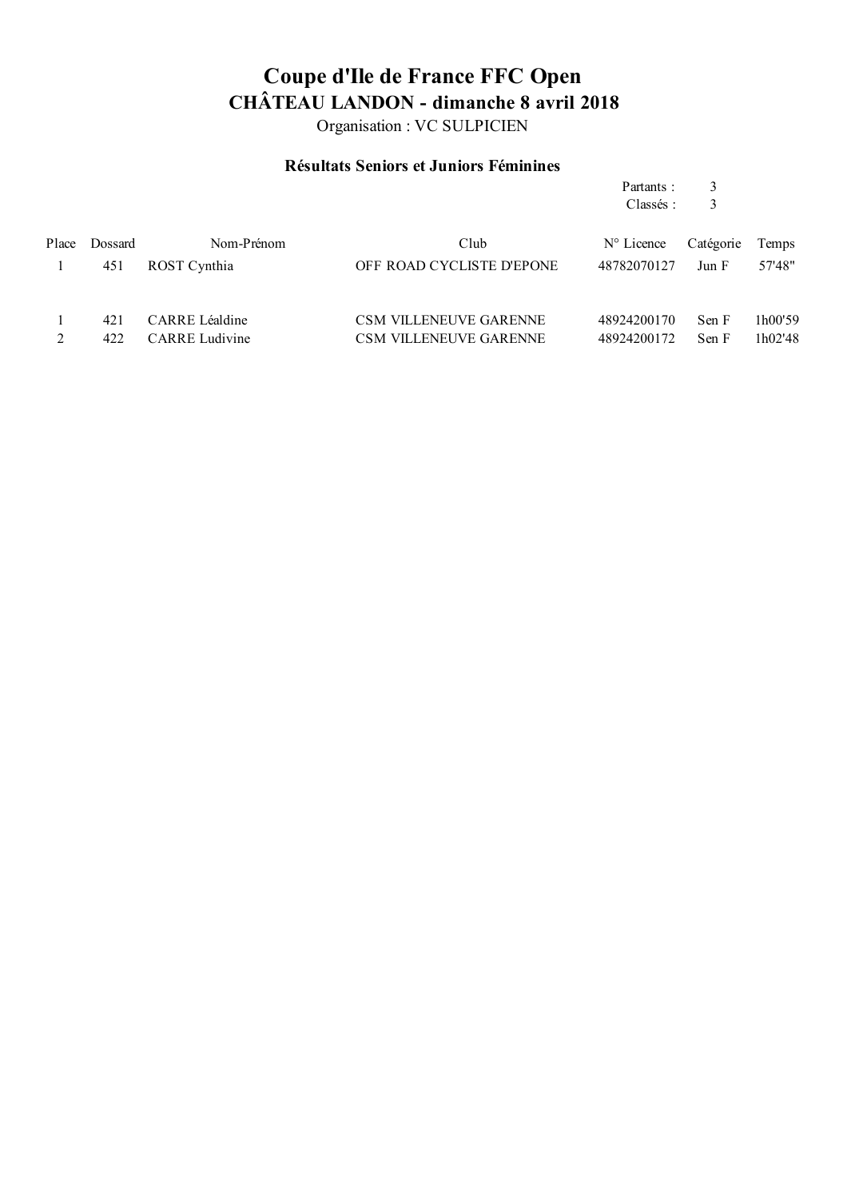# Coupe d'Ile de France FFC Open

## CHÂTEAU LANDON - dimanche 8 avril 2018

Organisation : VC SULPICIEN

### Résultats Seniors et Juniors Féminines

Partants : 3
Classés : 3

| Place | Dossard | Nom-Prénom | Club | N° Licence | Catégorie | Temps |
|---|---|---|---|---|---|---|
| 1 | 451 | ROST Cynthia | OFF ROAD CYCLISTE D'EPONE | 48782070127 | Jun F | 57'48" |
| | | | | | | |
| 1 | 421 | CARRE Léaldine | CSM VILLENEUVE GARENNE | 48924200170 | Sen F | 1h00'59 |
| 2 | 422 | CARRE Ludivine | CSM VILLENEUVE GARENNE | 48924200172 | Sen F | 1h02'48 |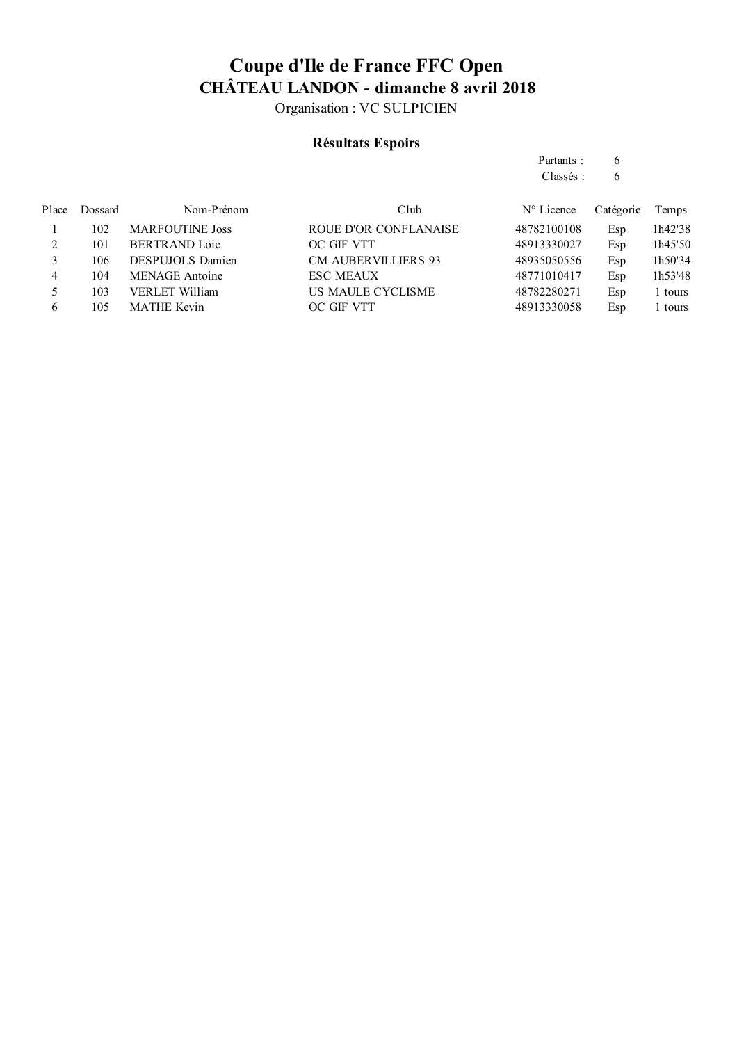# Coupe d'Ile de France FFC Open

## CHÂTEAU LANDON - dimanche 8 avril 2018

Organisation : VC SULPICIEN

### Résultats Espoirs

Partants : 6
Classés : 6

| Place | Dossard | Nom-Prénom | Club | N° Licence | Catégorie | Temps |
|---|---|---|---|---|---|---|
| 1 | 102 | MARFOUTINE Joss | ROUE D'OR CONFLANAISE | 48782100108 | Esp | 1h42'38 |
| 2 | 101 | BERTRAND Loic | OC GIF VTT | 48913330027 | Esp | 1h45'50 |
| 3 | 106 | DESPUJOLS Damien | CM AUBERVILLIERS 93 | 48935050556 | Esp | 1h50'34 |
| 4 | 104 | MENAGE Antoine | ESC MEAUX | 48771010417 | Esp | 1h53'48 |
| 5 | 103 | VERLET William | US MAULE CYCLISME | 48782280271 | Esp | 1 tours |
| 6 | 105 | MATHE Kevin | OC GIF VTT | 48913330058 | Esp | 1 tours |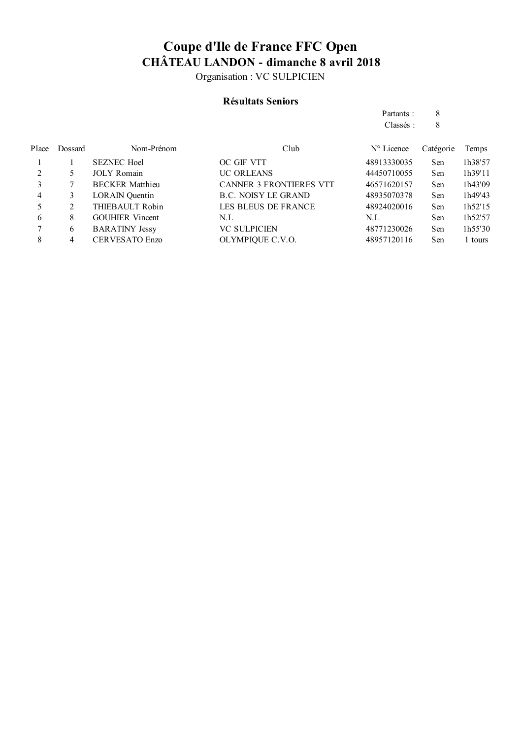# Coupe d'Ile de France FFC Open

## CHÂTEAU LANDON - dimanche 8 avril 2018

Organisation : VC SULPICIEN

### Résultats Seniors

Partants : 8

Classés : 8

| Place | Dossard | Nom-Prénom | Club | N° Licence | Catégorie | Temps |
|---|---|---|---|---|---|---|
| 1 | 1 | SEZNEC Hoel | OC GIF VTT | 48913330035 | Sen | 1h38'57 |
| 2 | 5 | JOLY Romain | UC ORLEANS | 44450710055 | Sen | 1h39'11 |
| 3 | 7 | BECKER Matthieu | CANNER 3 FRONTIERES VTT | 46571620157 | Sen | 1h43'09 |
| 4 | 3 | LORAIN Quentin | B.C. NOISY LE GRAND | 48935070378 | Sen | 1h49'43 |
| 5 | 2 | THIEBAULT Robin | LES BLEUS DE FRANCE | 48924020016 | Sen | 1h52'15 |
| 6 | 8 | GOUHIER Vincent | N.L | N.L | Sen | 1h52'57 |
| 7 | 6 | BARATINY Jessy | VC SULPICIEN | 48771230026 | Sen | 1h55'30 |
| 8 | 4 | CERVESATO Enzo | OLYMPIQUE C.V.O. | 48957120116 | Sen | 1 tours |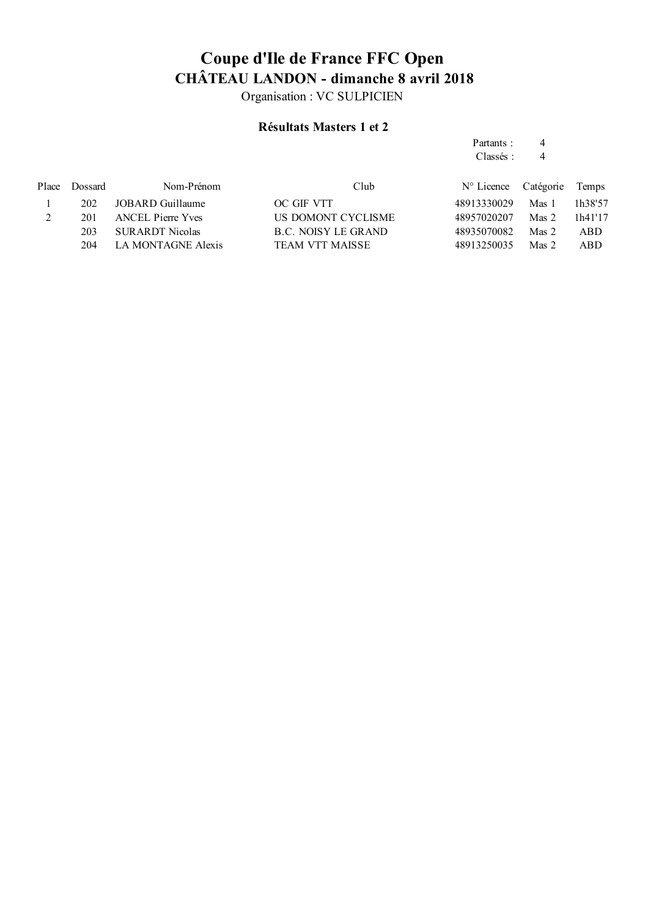# Coupe d'Ile de France FFC Open

## CHÂTEAU LANDON - dimanche 8 avril 2018

Organisation : VC SULPICIEN

### Résultats Masters 1 et 2

Partants : 4
Classés : 4

| Place | Dossard | Nom-Prénom | Club | N° Licence | Catégorie | Temps |
|---|---|---|---|---|---|---|
| 1 | 202 | JOBARD Guillaume | OC GIF VTT | 48913330029 | Mas 1 | 1h38'57 |
| 2 | 201 | ANCEL Pierre Yves | US DOMONT CYCLISME | 48957020207 | Mas 2 | 1h41'17 |
| | 203 | SURARDT Nicolas | B.C. NOISY LE GRAND | 48935070082 | Mas 2 | ABD |
| | 204 | LA MONTAGNE Alexis | TEAM VTT MAISSE | 48913250035 | Mas 2 | ABD |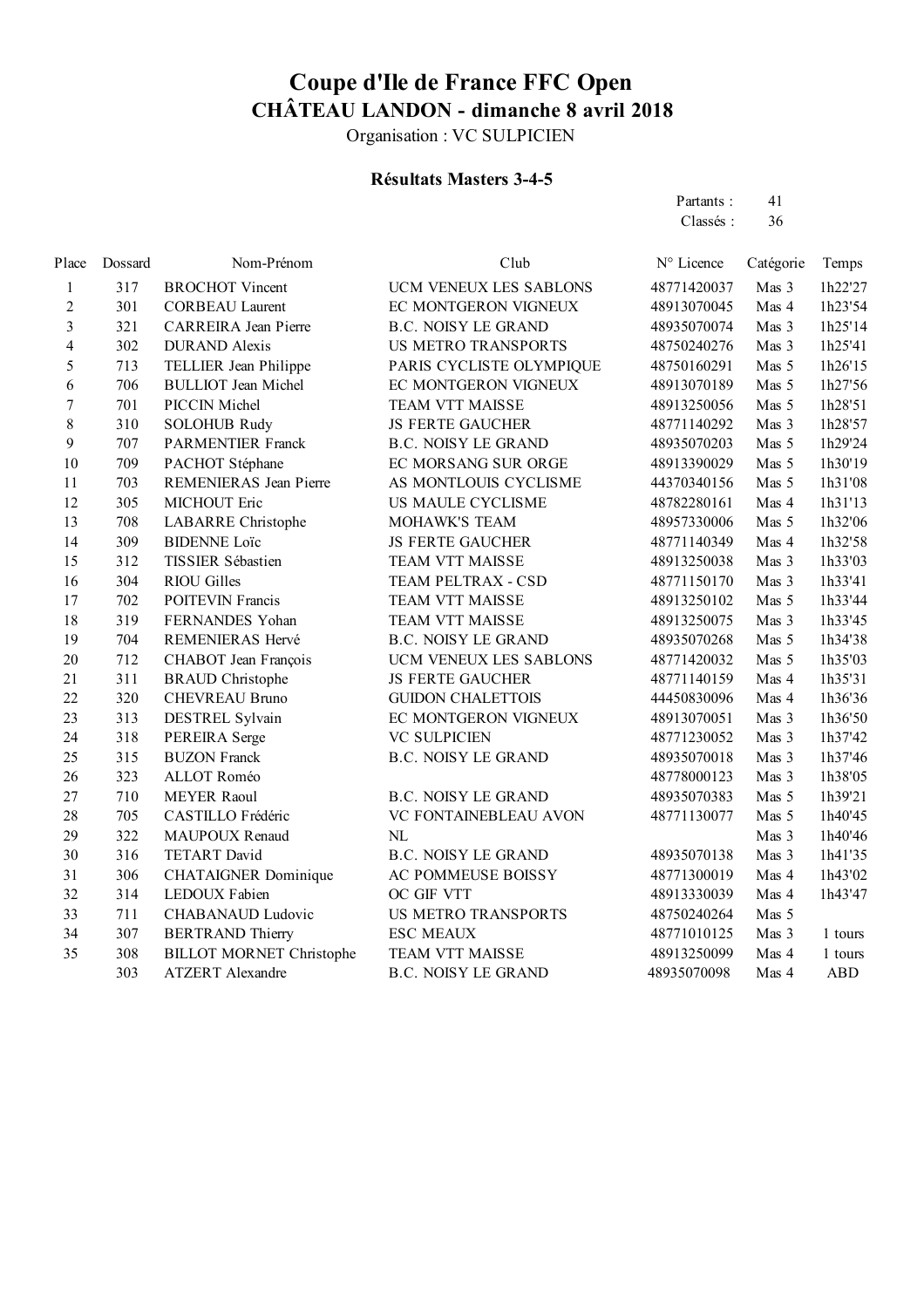# Coupe d'Ile de France FFC Open

## CHÂTEAU LANDON - dimanche 8 avril 2018

Organisation : VC SULPICIEN

### Résultats Masters 3-4-5

Partants : 41
Classés : 36

| Place | Dossard | Nom-Prénom | Club | N° Licence | Catégorie | Temps |
|---|---|---|---|---|---|---|
| 1 | 317 | BROCHOT Vincent | UCM VENEUX LES SABLONS | 48771420037 | Mas 3 | 1h22'27 |
| 2 | 301 | CORBEAU Laurent | EC MONTGERON VIGNEUX | 48913070045 | Mas 4 | 1h23'54 |
| 3 | 321 | CARREIRA Jean Pierre | B.C. NOISY LE GRAND | 48935070074 | Mas 3 | 1h25'14 |
| 4 | 302 | DURAND Alexis | US METRO TRANSPORTS | 48750240276 | Mas 3 | 1h25'41 |
| 5 | 713 | TELLIER Jean Philippe | PARIS CYCLISTE OLYMPIQUE | 48750160291 | Mas 5 | 1h26'15 |
| 6 | 706 | BULLIOT Jean Michel | EC MONTGERON VIGNEUX | 48913070189 | Mas 5 | 1h27'56 |
| 7 | 701 | PICCIN Michel | TEAM VTT MAISSE | 48913250056 | Mas 5 | 1h28'51 |
| 8 | 310 | SOLOHUB Rudy | JS FERTE GAUCHER | 48771140292 | Mas 3 | 1h28'57 |
| 9 | 707 | PARMENTIER Franck | B.C. NOISY LE GRAND | 48935070203 | Mas 5 | 1h29'24 |
| 10 | 709 | PACHOT Stéphane | EC MORSANG SUR ORGE | 48913390029 | Mas 5 | 1h30'19 |
| 11 | 703 | REMENIERAS Jean Pierre | AS MONTLOUIS CYCLISME | 44370340156 | Mas 5 | 1h31'08 |
| 12 | 305 | MICHOUT Eric | US MAULE CYCLISME | 48782280161 | Mas 4 | 1h31'13 |
| 13 | 708 | LABARRE Christophe | MOHAWK'S TEAM | 48957330006 | Mas 5 | 1h32'06 |
| 14 | 309 | BIDENNE Loïc | JS FERTE GAUCHER | 48771140349 | Mas 4 | 1h32'58 |
| 15 | 312 | TISSIER Sébastien | TEAM VTT MAISSE | 48913250038 | Mas 3 | 1h33'03 |
| 16 | 304 | RIOU Gilles | TEAM PELTRAX - CSD | 48771150170 | Mas 3 | 1h33'41 |
| 17 | 702 | POITEVIN Francis | TEAM VTT MAISSE | 48913250102 | Mas 5 | 1h33'44 |
| 18 | 319 | FERNANDES Yohan | TEAM VTT MAISSE | 48913250075 | Mas 3 | 1h33'45 |
| 19 | 704 | REMENIERAS Hervé | B.C. NOISY LE GRAND | 48935070268 | Mas 5 | 1h34'38 |
| 20 | 712 | CHABOT Jean François | UCM VENEUX LES SABLONS | 48771420032 | Mas 5 | 1h35'03 |
| 21 | 311 | BRAUD Christophe | JS FERTE GAUCHER | 48771140159 | Mas 4 | 1h35'31 |
| 22 | 320 | CHEVREAU Bruno | GUIDON CHALETTOIS | 44450830096 | Mas 4 | 1h36'36 |
| 23 | 313 | DESTREL Sylvain | EC MONTGERON VIGNEUX | 48913070051 | Mas 3 | 1h36'50 |
| 24 | 318 | PEREIRA Serge | VC SULPICIEN | 48771230052 | Mas 3 | 1h37'42 |
| 25 | 315 | BUZON Franck | B.C. NOISY LE GRAND | 48935070018 | Mas 3 | 1h37'46 |
| 26 | 323 | ALLOT Roméo | | 48778000123 | Mas 3 | 1h38'05 |
| 27 | 710 | MEYER Raoul | B.C. NOISY LE GRAND | 48935070383 | Mas 5 | 1h39'21 |
| 28 | 705 | CASTILLO Frédéric | VC FONTAINEBLEAU AVON | 48771130077 | Mas 5 | 1h40'45 |
| 29 | 322 | MAUPOUX Renaud | NL | | Mas 3 | 1h40'46 |
| 30 | 316 | TETART David | B.C. NOISY LE GRAND | 48935070138 | Mas 3 | 1h41'35 |
| 31 | 306 | CHATAIGNER Dominique | AC POMMEUSE BOISSY | 48771300019 | Mas 4 | 1h43'02 |
| 32 | 314 | LEDOUX Fabien | OC GIF VTT | 48913330039 | Mas 4 | 1h43'47 |
| 33 | 711 | CHABANAUD Ludovic | US METRO TRANSPORTS | 48750240264 | Mas 5 | |
| 34 | 307 | BERTRAND Thierry | ESC MEAUX | 48771010125 | Mas 3 | 1 tours |
| 35 | 308 | BILLOT MORNET Christophe | TEAM VTT MAISSE | 48913250099 | Mas 4 | 1 tours |
| | 303 | ATZERT Alexandre | B.C. NOISY LE GRAND | 48935070098 | Mas 4 | ABD |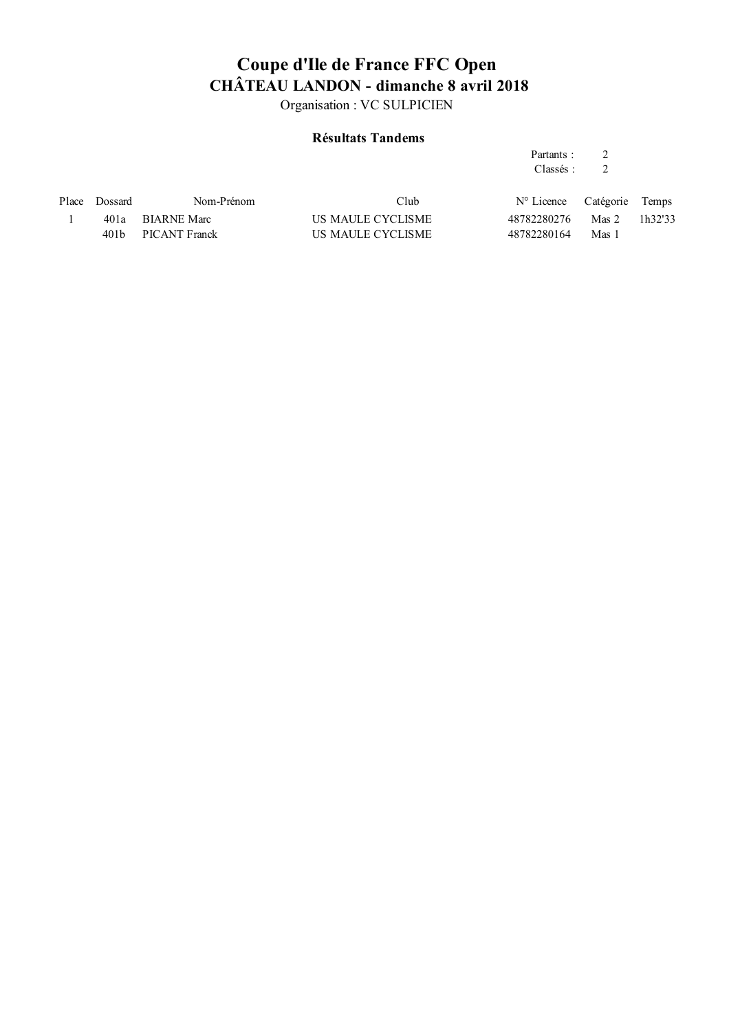# Coupe d'Ile de France FFC Open

## CHÂTEAU LANDON - dimanche 8 avril 2018

Organisation : VC SULPICIEN

### Résultats Tandems

Partants : 2
Classés : 2

| Place | Dossard | Nom-Prénom | Club | N° Licence | Catégorie | Temps |
|---|---|---|---|---|---|---|
| 1 | 401a | BIARNE Marc | US MAULE CYCLISME | 48782280276 | Mas 2 | 1h32'33 |
| | 401b | PICANT Franck | US MAULE CYCLISME | 48782280164 | Mas 1 | |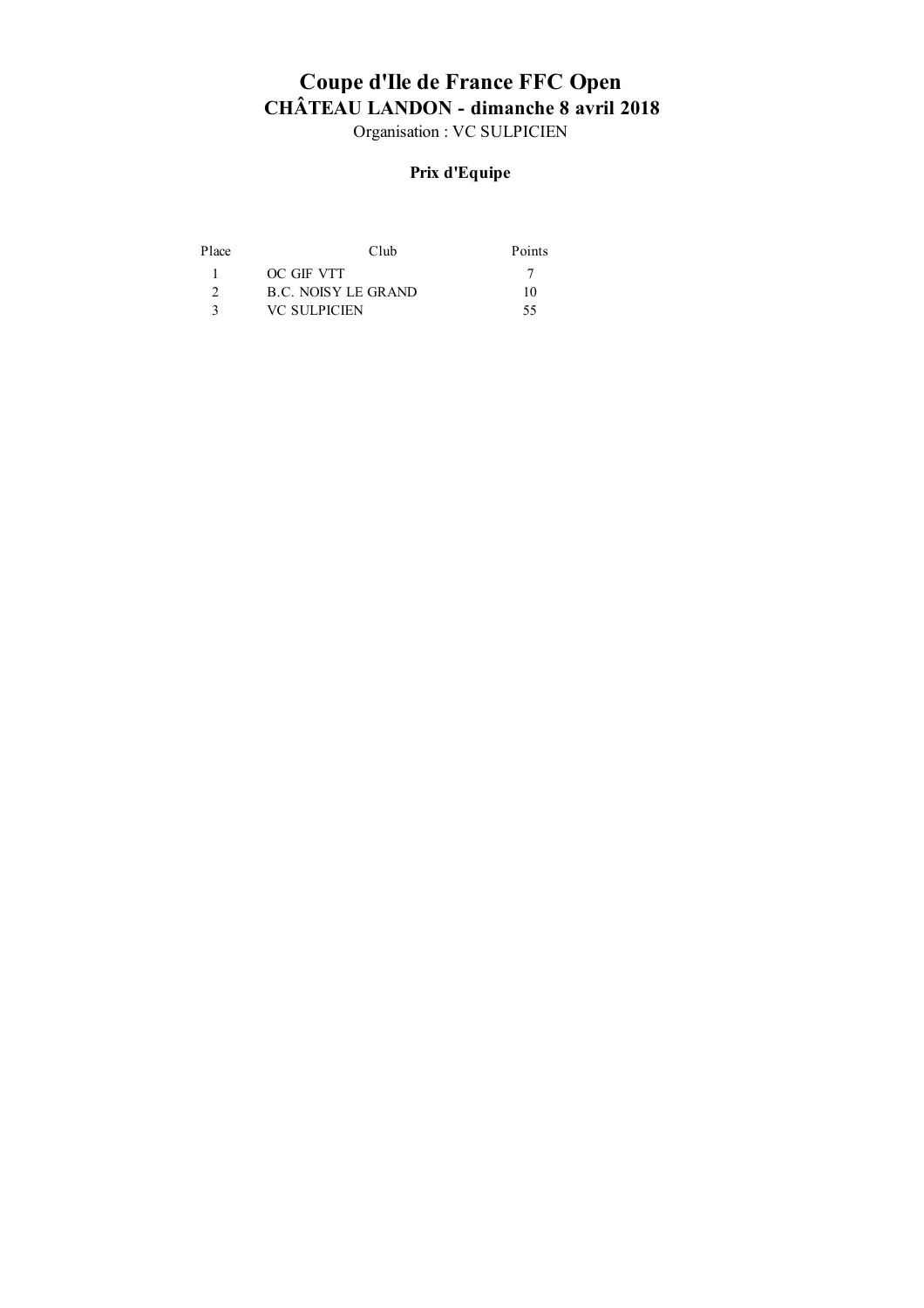# Coupe d'Ile de France FFC Open

## CHÂTEAU LANDON - dimanche 8 avril 2018

Organisation : VC SULPICIEN

### Prix d'Equipe

| Place | Club | Points |
|---|---|---|
| 1 | OC GIF VTT | 7 |
| 2 | B.C. NOISY LE GRAND | 10 |
| 3 | VC SULPICIEN | 55 |